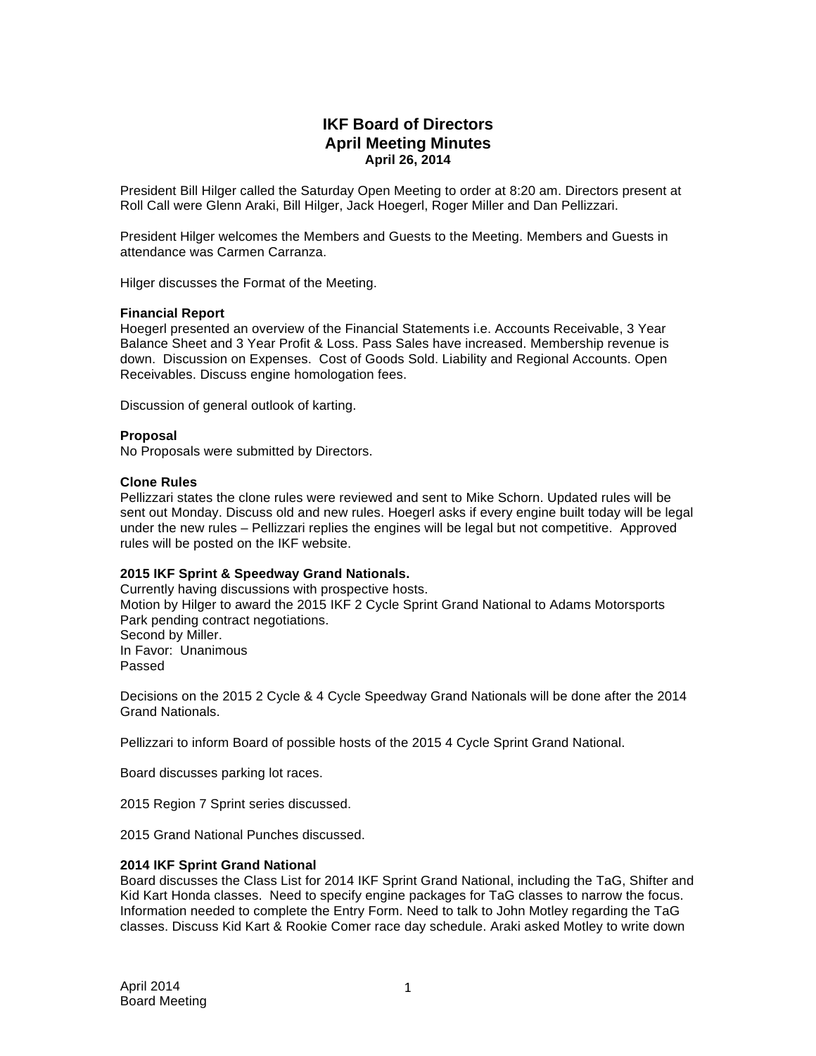# IKF Board of Directors
## April Meeting Minutes
### April 26, 2014

President Bill Hilger called the Saturday Open Meeting to order at 8:20 am. Directors present at Roll Call were Glenn Araki, Bill Hilger, Jack Hoegerl, Roger Miller and Dan Pellizzari.

President Hilger welcomes the Members and Guests to the Meeting. Members and Guests in attendance was Carmen Carranza.

Hilger discusses the Format of the Meeting.

**Financial Report**
Hoegerl presented an overview of the Financial Statements i.e. Accounts Receivable, 3 Year Balance Sheet and 3 Year Profit & Loss. Pass Sales have increased. Membership revenue is down. Discussion on Expenses. Cost of Goods Sold. Liability and Regional Accounts. Open Receivables. Discuss engine homologation fees.

Discussion of general outlook of karting.

**Proposal**
No Proposals were submitted by Directors.

**Clone Rules**
Pellizzari states the clone rules were reviewed and sent to Mike Schorn. Updated rules will be sent out Monday. Discuss old and new rules. Hoegerl asks if every engine built today will be legal under the new rules – Pellizzari replies the engines will be legal but not competitive. Approved rules will be posted on the IKF website.

**2015 IKF Sprint & Speedway Grand Nationals.**
Currently having discussions with prospective hosts.
Motion by Hilger to award the 2015 IKF 2 Cycle Sprint Grand National to Adams Motorsports Park pending contract negotiations.
Second by Miller.
In Favor: Unanimous
Passed

Decisions on the 2015 2 Cycle & 4 Cycle Speedway Grand Nationals will be done after the 2014 Grand Nationals.

Pellizzari to inform Board of possible hosts of the 2015 4 Cycle Sprint Grand National.

Board discusses parking lot races.

2015 Region 7 Sprint series discussed.

2015 Grand National Punches discussed.

**2014 IKF Sprint Grand National**
Board discusses the Class List for 2014 IKF Sprint Grand National, including the TaG, Shifter and Kid Kart Honda classes. Need to specify engine packages for TaG classes to narrow the focus. Information needed to complete the Entry Form. Need to talk to John Motley regarding the TaG classes. Discuss Kid Kart & Rookie Comer race day schedule. Araki asked Motley to write down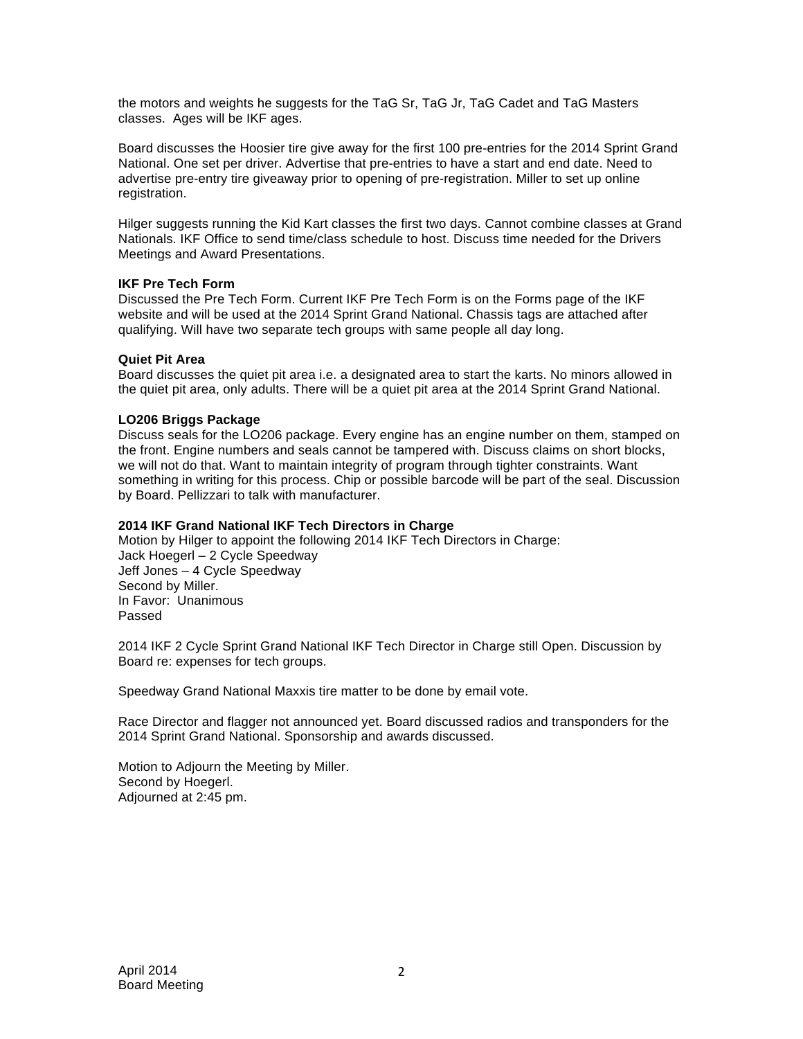the motors and weights he suggests for the TaG Sr, TaG Jr, TaG Cadet and TaG Masters classes. Ages will be IKF ages.

Board discusses the Hoosier tire give away for the first 100 pre-entries for the 2014 Sprint Grand National. One set per driver. Advertise that pre-entries to have a start and end date. Need to advertise pre-entry tire giveaway prior to opening of pre-registration. Miller to set up online registration.

Hilger suggests running the Kid Kart classes the first two days. Cannot combine classes at Grand Nationals. IKF Office to send time/class schedule to host. Discuss time needed for the Drivers Meetings and Award Presentations.

**IKF Pre Tech Form**
Discussed the Pre Tech Form. Current IKF Pre Tech Form is on the Forms page of the IKF website and will be used at the 2014 Sprint Grand National. Chassis tags are attached after qualifying. Will have two separate tech groups with same people all day long.

**Quiet Pit Area**
Board discusses the quiet pit area i.e. a designated area to start the karts. No minors allowed in the quiet pit area, only adults. There will be a quiet pit area at the 2014 Sprint Grand National.

**LO206 Briggs Package**
Discuss seals for the LO206 package. Every engine has an engine number on them, stamped on the front. Engine numbers and seals cannot be tampered with. Discuss claims on short blocks, we will not do that. Want to maintain integrity of program through tighter constraints. Want something in writing for this process. Chip or possible barcode will be part of the seal. Discussion by Board. Pellizzari to talk with manufacturer.

**2014 IKF Grand National IKF Tech Directors in Charge**
Motion by Hilger to appoint the following 2014 IKF Tech Directors in Charge:
Jack Hoegerl – 2 Cycle Speedway
Jeff Jones – 4 Cycle Speedway
Second by Miller.
In Favor: Unanimous
Passed

2014 IKF 2 Cycle Sprint Grand National IKF Tech Director in Charge still Open. Discussion by Board re: expenses for tech groups.

Speedway Grand National Maxxis tire matter to be done by email vote.

Race Director and flagger not announced yet. Board discussed radios and transponders for the 2014 Sprint Grand National. Sponsorship and awards discussed.

Motion to Adjourn the Meeting by Miller.
Second by Hoegerl.
Adjourned at 2:45 pm.